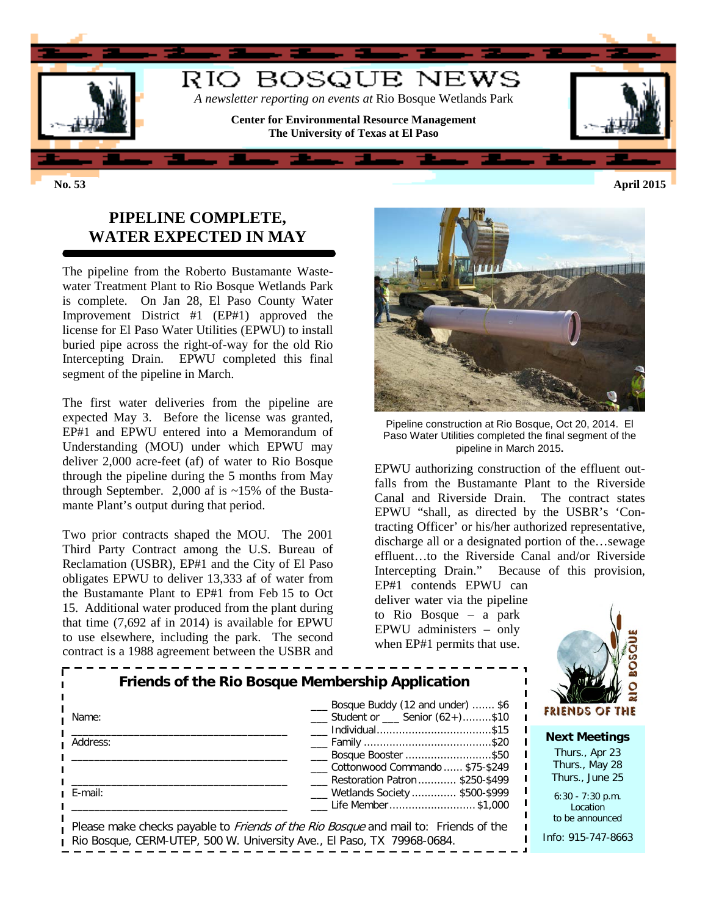# RIO BOSQUE NEWS

*A newsletter reporting on events at* Rio Bosque Wetlands Park

**Center for Environmental Resource Management**
**The University of Texas at El Paso**

**No. 53** **April 2015**

## PIPELINE COMPLETE, WATER EXPECTED IN MAY

The pipeline from the Roberto Bustamante Wastewater Treatment Plant to Rio Bosque Wetlands Park is complete. On Jan 28, El Paso County Water Improvement District #1 (EP#1) approved the license for El Paso Water Utilities (EPWU) to install buried pipe across the right-of-way for the old Rio Intercepting Drain. EPWU completed this final segment of the pipeline in March.

The first water deliveries from the pipeline are expected May 3. Before the license was granted, EP#1 and EPWU entered into a Memorandum of Understanding (MOU) under which EPWU may deliver 2,000 acre-feet (af) of water to Rio Bosque through the pipeline during the 5 months from May through September. 2,000 af is ~15% of the Bustamante Plant's output during that period.

Two prior contracts shaped the MOU. The 2001 Third Party Contract among the U.S. Bureau of Reclamation (USBR), EP#1 and the City of El Paso obligates EPWU to deliver 13,333 af of water from the Bustamante Plant to EP#1 from Feb 15 to Oct 15. Additional water produced from the plant during that time (7,692 af in 2014) is available for EPWU to use elsewhere, including the park. The second contract is a 1988 agreement between the USBR and EPWU authorizing construction of the effluent outfalls from the Bustamante Plant to the Riverside Canal and Riverside Drain. The contract states EPWU "shall, as directed by the USBR's 'Contracting Officer' or his/her authorized representative, discharge all or a designated portion of the…sewage effluent…to the Riverside Canal and/or Riverside Intercepting Drain." Because of this provision, EP#1 contends EPWU can deliver water via the pipeline to Rio Bosque – a park EPWU administers – only when EP#1 permits that use.

Pipeline construction at Rio Bosque, Oct 20, 2014. El Paso Water Utilities completed the final segment of the pipeline in March 2015.

### Friends of the Rio Bosque Membership Application

Name: ______________________________

Address: ______________________________

______________________________

E-mail: ______________________________

- ___ Bosque Buddy (12 and under) ....... $6
- ___ Student or ___ Senior (62+).........$10
- ___ Individual...................................$15
- ___ Family .......................................$20
- ___ Bosque Booster ...........................$50
- ___ Cottonwood Commando ...... $75-$249
- ___ Restoration Patron ............ $250-$499
- ___ Wetlands Society .............. $500-$999
- ___ Life Member........................... $1,000

Please make checks payable to *Friends of the Rio Bosque* and mail to: Friends of the Rio Bosque, CERM-UTEP, 500 W. University Ave., El Paso, TX 79968-0684.

FRIENDS OF THE RIO BOSQUE

**Next Meetings**

Thurs., Apr 23
Thurs., May 28
Thurs., June 25

6:30 - 7:30 p.m.
Location
to be announced

Info: 915-747-8663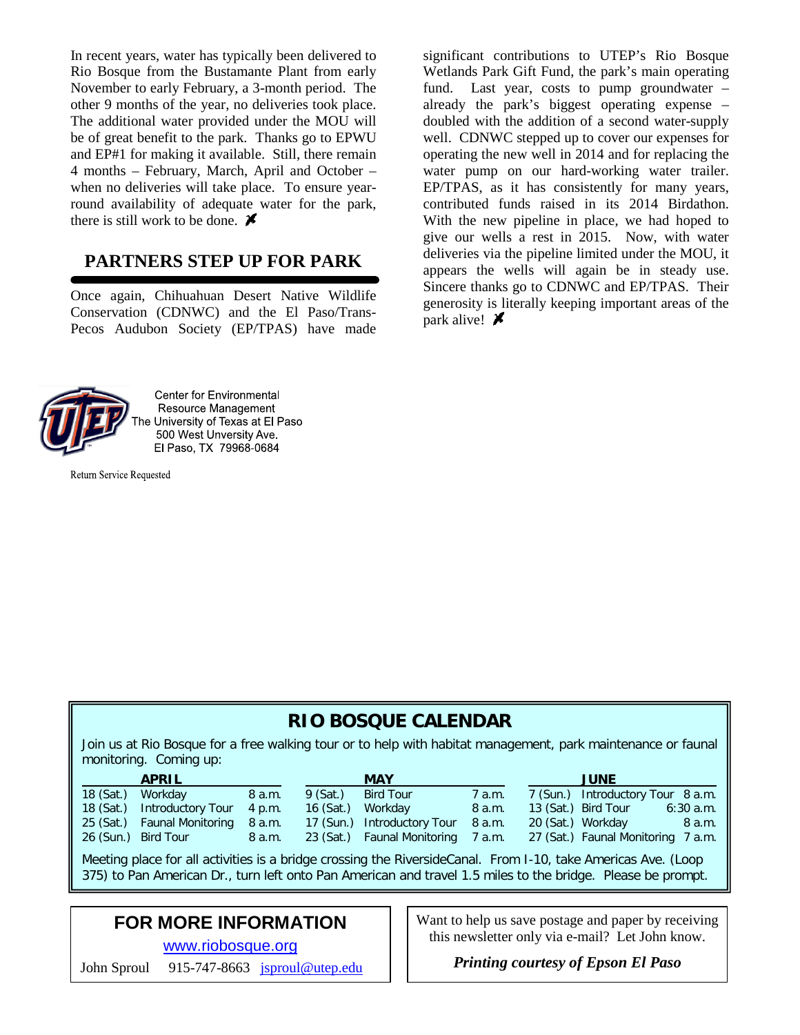In recent years, water has typically been delivered to Rio Bosque from the Bustamante Plant from early November to early February, a 3-month period. The other 9 months of the year, no deliveries took place. The additional water provided under the MOU will be of great benefit to the park. Thanks go to EPWU and EP#1 for making it available. Still, there remain 4 months – February, March, April and October – when no deliveries will take place. To ensure year-round availability of adequate water for the park, there is still work to be done.

## PARTNERS STEP UP FOR PARK

Once again, Chihuahuan Desert Native Wildlife Conservation (CDNWC) and the El Paso/Trans-Pecos Audubon Society (EP/TPAS) have made significant contributions to UTEP's Rio Bosque Wetlands Park Gift Fund, the park's main operating fund. Last year, costs to pump groundwater – already the park's biggest operating expense – doubled with the addition of a second water-supply well. CDNWC stepped up to cover our expenses for operating the new well in 2014 and for replacing the water pump on our hard-working water trailer. EP/TPAS, as it has consistently for many years, contributed funds raised in its 2014 Birdathon. With the new pipeline in place, we had hoped to give our wells a rest in 2015. Now, with water deliveries via the pipeline limited under the MOU, it appears the wells will again be in steady use. Sincere thanks go to CDNWC and EP/TPAS. Their generosity is literally keeping important areas of the park alive!

Center for Environmental Resource Management
The University of Texas at El Paso
500 West Unversity Ave.
El Paso, TX 79968-0684

Return Service Requested

## RIO BOSQUE CALENDAR

Join us at Rio Bosque for a free walking tour or to help with habitat management, park maintenance or faunal monitoring. Coming up:

| APRIL | | | MAY | | | JUNE | | |
|---|---|---|---|---|---|---|---|---|
| 18 (Sat.) | Workday | 8 a.m. | 9 (Sat.) | Bird Tour | 7 a.m. | 7 (Sun.) | Introductory Tour | 8 a.m. |
| 18 (Sat.) | Introductory Tour | 4 p.m. | 16 (Sat.) | Workday | 8 a.m. | 13 (Sat.) | Bird Tour | 6:30 a.m. |
| 25 (Sat.) | Faunal Monitoring | 8 a.m. | 17 (Sun.) | Introductory Tour | 8 a.m. | 20 (Sat.) | Workday | 8 a.m. |
| 26 (Sun.) | Bird Tour | 8 a.m. | 23 (Sat.) | Faunal Monitoring | 7 a.m. | 27 (Sat.) | Faunal Monitoring | 7 a.m. |

Meeting place for all activities is a bridge crossing the RiversideCanal. From I-10, take Americas Ave. (Loop 375) to Pan American Dr., turn left onto Pan American and travel 1.5 miles to the bridge. Please be prompt.

## FOR MORE INFORMATION

www.riobosque.org

John Sproul 915-747-8663 jsproul@utep.edu

Want to help us save postage and paper by receiving this newsletter only via e-mail? Let John know.

***Printing courtesy of Epson El Paso***